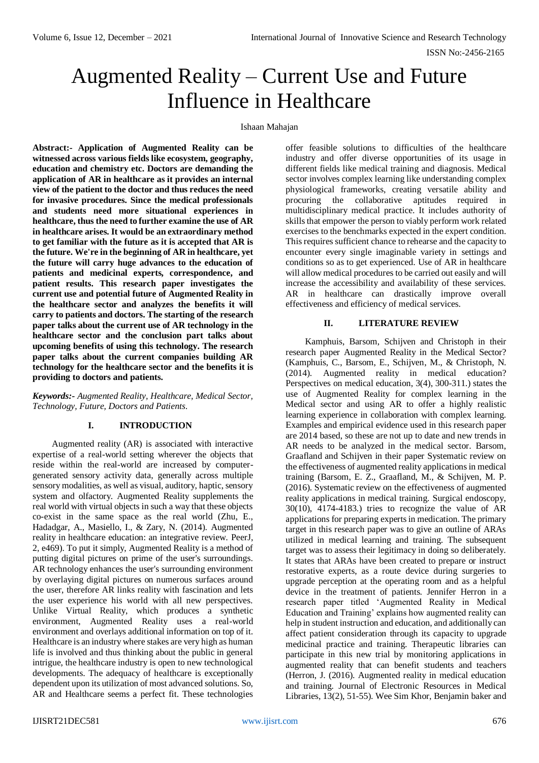# Augmented Reality – Current Use and Future Influence in Healthcare

Ishaan Mahajan

**Abstract:- Application of Augmented Reality can be witnessed across various fields like ecosystem, geography, education and chemistry etc. Doctors are demanding the application of AR in healthcare as it provides an internal view of the patient to the doctor and thus reduces the need for invasive procedures. Since the medical professionals and students need more situational experiences in healthcare, thus the need to further examine the use of AR in healthcare arises. It would be an extraordinary method to get familiar with the future as it is accepted that AR is the future. We're in the beginning of AR in healthcare, yet the future will carry huge advances to the education of patients and medicinal experts, correspondence, and patient results. This research paper investigates the current use and potential future of Augmented Reality in the healthcare sector and analyzes the benefits it will carry to patients and doctors. The starting of the research paper talks about the current use of AR technology in the healthcare sector and the conclusion part talks about upcoming benefits of using this technology. The research paper talks about the current companies building AR technology for the healthcare sector and the benefits it is providing to doctors and patients.**

***Keywords:-*** *Augmented Reality, Healthcare, Medical Sector, Technology, Future, Doctors and Patients.*

## I. INTRODUCTION

Augmented reality (AR) is associated with interactive expertise of a real-world setting wherever the objects that reside within the real-world are increased by computer-generated sensory activity data, generally across multiple sensory modalities, as well as visual, auditory, haptic, sensory system and olfactory. Augmented Reality supplements the real world with virtual objects in such a way that these objects co-exist in the same space as the real world (Zhu, E., Hadadgar, A., Masiello, I., & Zary, N. (2014). Augmented reality in healthcare education: an integrative review. PeerJ, 2, e469). To put it simply, Augmented Reality is a method of putting digital pictures on prime of the user's surroundings. AR technology enhances the user's surrounding environment by overlaying digital pictures on numerous surfaces around the user, therefore AR links reality with fascination and lets the user experience his world with all new perspectives. Unlike Virtual Reality, which produces a synthetic environment, Augmented Reality uses a real-world environment and overlays additional information on top of it. Healthcare is an industry where stakes are very high as human life is involved and thus thinking about the public in general intrigue, the healthcare industry is open to new technological developments. The adequacy of healthcare is exceptionally dependent upon its utilization of most advanced solutions. So, AR and Healthcare seems a perfect fit. These technologies offer feasible solutions to difficulties of the healthcare industry and offer diverse opportunities of its usage in different fields like medical training and diagnosis. Medical sector involves complex learning like understanding complex physiological frameworks, creating versatile ability and procuring the collaborative aptitudes required in multidisciplinary medical practice. It includes authority of skills that empower the person to viably perform work related exercises to the benchmarks expected in the expert condition. This requires sufficient chance to rehearse and the capacity to encounter every single imaginable variety in settings and conditions so as to get experienced. Use of AR in healthcare will allow medical procedures to be carried out easily and will increase the accessibility and availability of these services. AR in healthcare can drastically improve overall effectiveness and efficiency of medical services.

## II. LITERATURE REVIEW

Kamphuis, Barsom, Schijven and Christoph in their research paper Augmented Reality in the Medical Sector? (Kamphuis, C., Barsom, E., Schijven, M., & Christoph, N. (2014). Augmented reality in medical education? Perspectives on medical education, 3(4), 300-311.) states the use of Augmented Reality for complex learning in the Medical sector and using AR to offer a highly realistic learning experience in collaboration with complex learning. Examples and empirical evidence used in this research paper are 2014 based, so these are not up to date and new trends in AR needs to be analyzed in the medical sector. Barsom, Graafland and Schijven in their paper Systematic review on the effectiveness of augmented reality applications in medical training (Barsom, E. Z., Graafland, M., & Schijven, M. P. (2016). Systematic review on the effectiveness of augmented reality applications in medical training. Surgical endoscopy, 30(10), 4174-4183.) tries to recognize the value of AR applications for preparing experts in medication. The primary target in this research paper was to give an outline of ARAs utilized in medical learning and training. The subsequent target was to assess their legitimacy in doing so deliberately. It states that ARAs have been created to prepare or instruct restorative experts, as a route device during surgeries to upgrade perception at the operating room and as a helpful device in the treatment of patients. Jennifer Herron in a research paper titled 'Augmented Reality in Medical Education and Training' explains how augmented reality can help in student instruction and education, and additionally can affect patient consideration through its capacity to upgrade medicinal practice and training. Therapeutic libraries can participate in this new trial by monitoring applications in augmented reality that can benefit students and teachers (Herron, J. (2016). Augmented reality in medical education and training. Journal of Electronic Resources in Medical Libraries, 13(2), 51-55). Wee Sim Khor, Benjamin baker and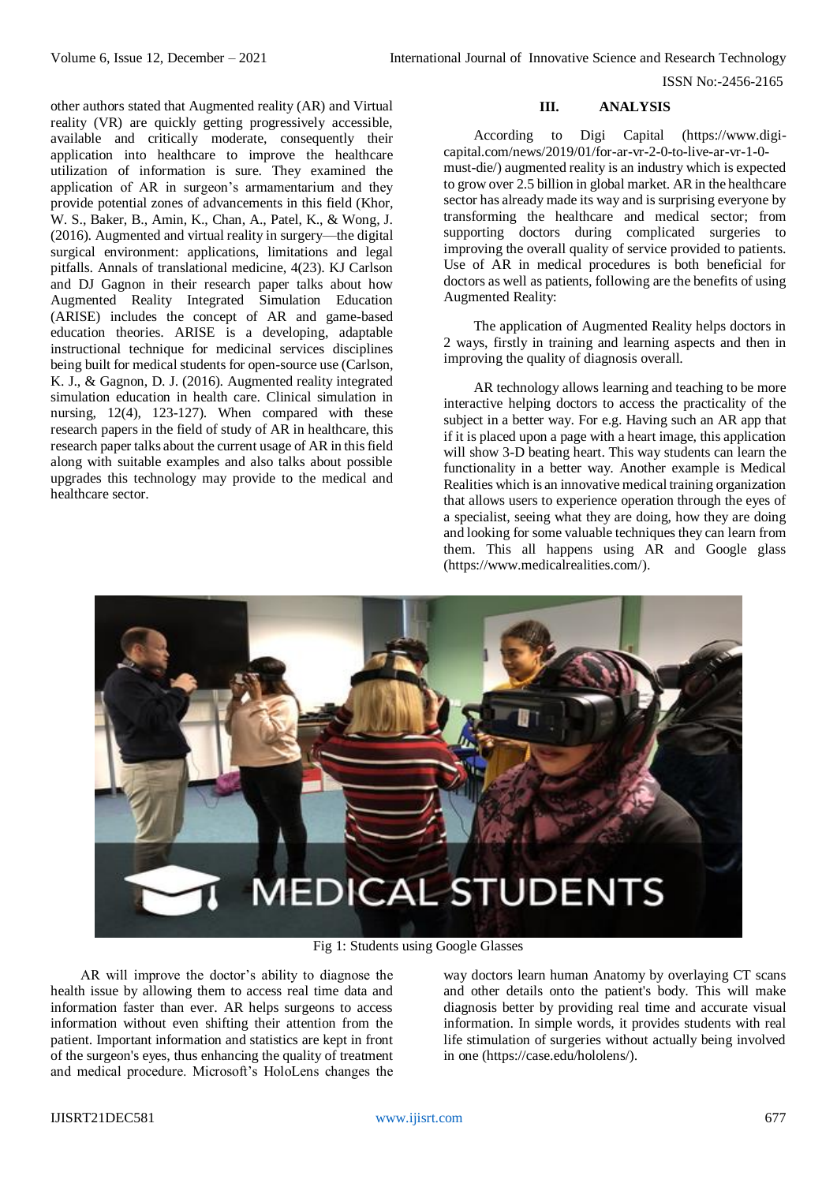other authors stated that Augmented reality (AR) and Virtual reality (VR) are quickly getting progressively accessible, available and critically moderate, consequently their application into healthcare to improve the healthcare utilization of information is sure. They examined the application of AR in surgeon's armamentarium and they provide potential zones of advancements in this field (Khor, W. S., Baker, B., Amin, K., Chan, A., Patel, K., & Wong, J. (2016). Augmented and virtual reality in surgery—the digital surgical environment: applications, limitations and legal pitfalls. Annals of translational medicine, 4(23). KJ Carlson and DJ Gagnon in their research paper talks about how Augmented Reality Integrated Simulation Education (ARISE) includes the concept of AR and game-based education theories. ARISE is a developing, adaptable instructional technique for medicinal services disciplines being built for medical students for open-source use (Carlson, K. J., & Gagnon, D. J. (2016). Augmented reality integrated simulation education in health care. Clinical simulation in nursing, 12(4), 123-127). When compared with these research papers in the field of study of AR in healthcare, this research paper talks about the current usage of AR in this field along with suitable examples and also talks about possible upgrades this technology may provide to the medical and healthcare sector.

## III. ANALYSIS

According to Digi Capital (https://www.digi-capital.com/news/2019/01/for-ar-vr-2-0-to-live-ar-vr-1-0-must-die/) augmented reality is an industry which is expected to grow over 2.5 billion in global market. AR in the healthcare sector has already made its way and is surprising everyone by transforming the healthcare and medical sector; from supporting doctors during complicated surgeries to improving the overall quality of service provided to patients. Use of AR in medical procedures is both beneficial for doctors as well as patients, following are the benefits of using Augmented Reality:

The application of Augmented Reality helps doctors in 2 ways, firstly in training and learning aspects and then in improving the quality of diagnosis overall.

AR technology allows learning and teaching to be more interactive helping doctors to access the practicality of the subject in a better way. For e.g. Having such an AR app that if it is placed upon a page with a heart image, this application will show 3-D beating heart. This way students can learn the functionality in a better way. Another example is Medical Realities which is an innovative medical training organization that allows users to experience operation through the eyes of a specialist, seeing what they are doing, how they are doing and looking for some valuable techniques they can learn from them. This all happens using AR and Google glass (https://www.medicalrealities.com/).

Fig 1: Students using Google Glasses

AR will improve the doctor's ability to diagnose the health issue by allowing them to access real time data and information faster than ever. AR helps surgeons to access information without even shifting their attention from the patient. Important information and statistics are kept in front of the surgeon's eyes, thus enhancing the quality of treatment and medical procedure. Microsoft's HoloLens changes the way doctors learn human Anatomy by overlaying CT scans and other details onto the patient's body. This will make diagnosis better by providing real time and accurate visual information. In simple words, it provides students with real life stimulation of surgeries without actually being involved in one (https://case.edu/hololens/).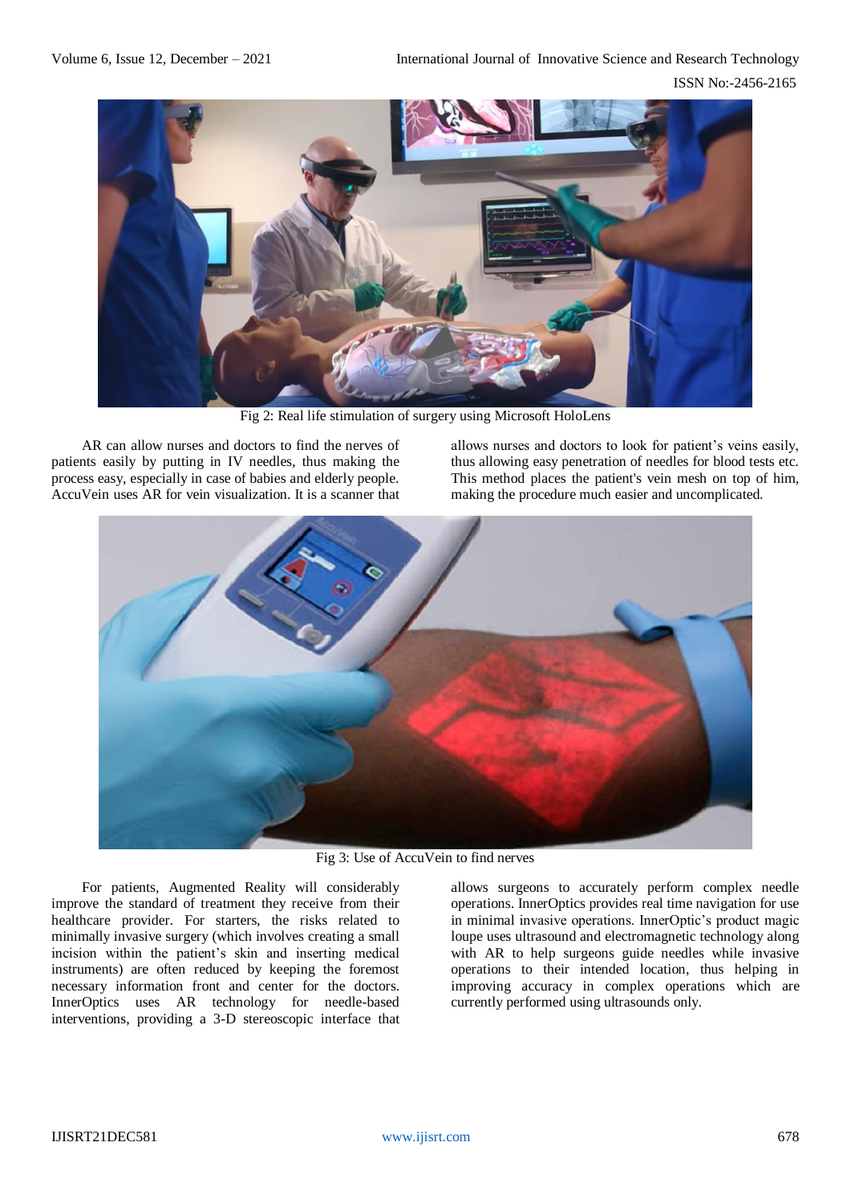Fig 2: Real life stimulation of surgery using Microsoft HoloLens

AR can allow nurses and doctors to find the nerves of patients easily by putting in IV needles, thus making the process easy, especially in case of babies and elderly people. AccuVein uses AR for vein visualization. It is a scanner that allows nurses and doctors to look for patient's veins easily, thus allowing easy penetration of needles for blood tests etc. This method places the patient's vein mesh on top of him, making the procedure much easier and uncomplicated.

Fig 3: Use of AccuVein to find nerves

For patients, Augmented Reality will considerably improve the standard of treatment they receive from their healthcare provider. For starters, the risks related to minimally invasive surgery (which involves creating a small incision within the patient's skin and inserting medical instruments) are often reduced by keeping the foremost necessary information front and center for the doctors. InnerOptics uses AR technology for needle-based interventions, providing a 3-D stereoscopic interface that allows surgeons to accurately perform complex needle operations. InnerOptics provides real time navigation for use in minimal invasive operations. InnerOptic's product magic loupe uses ultrasound and electromagnetic technology along with AR to help surgeons guide needles while invasive operations to their intended location, thus helping in improving accuracy in complex operations which are currently performed using ultrasounds only.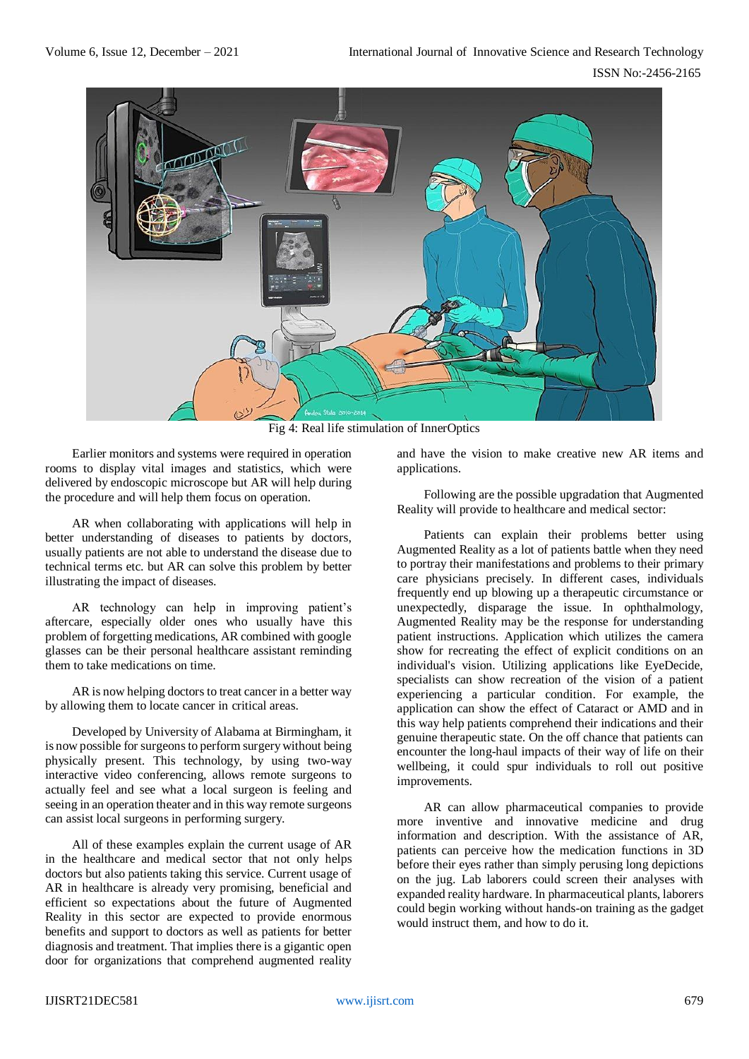Fig 4: Real life stimulation of InnerOptics

Earlier monitors and systems were required in operation rooms to display vital images and statistics, which were delivered by endoscopic microscope but AR will help during the procedure and will help them focus on operation.

AR when collaborating with applications will help in better understanding of diseases to patients by doctors, usually patients are not able to understand the disease due to technical terms etc. but AR can solve this problem by better illustrating the impact of diseases.

AR technology can help in improving patient's aftercare, especially older ones who usually have this problem of forgetting medications, AR combined with google glasses can be their personal healthcare assistant reminding them to take medications on time.

AR is now helping doctors to treat cancer in a better way by allowing them to locate cancer in critical areas.

Developed by University of Alabama at Birmingham, it is now possible for surgeons to perform surgery without being physically present. This technology, by using two-way interactive video conferencing, allows remote surgeons to actually feel and see what a local surgeon is feeling and seeing in an operation theater and in this way remote surgeons can assist local surgeons in performing surgery.

All of these examples explain the current usage of AR in the healthcare and medical sector that not only helps doctors but also patients taking this service. Current usage of AR in healthcare is already very promising, beneficial and efficient so expectations about the future of Augmented Reality in this sector are expected to provide enormous benefits and support to doctors as well as patients for better diagnosis and treatment. That implies there is a gigantic open door for organizations that comprehend augmented reality and have the vision to make creative new AR items and applications.

Following are the possible upgradation that Augmented Reality will provide to healthcare and medical sector:

Patients can explain their problems better using Augmented Reality as a lot of patients battle when they need to portray their manifestations and problems to their primary care physicians precisely. In different cases, individuals frequently end up blowing up a therapeutic circumstance or unexpectedly, disparage the issue. In ophthalmology, Augmented Reality may be the response for understanding patient instructions. Application which utilizes the camera show for recreating the effect of explicit conditions on an individual's vision. Utilizing applications like EyeDecide, specialists can show recreation of the vision of a patient experiencing a particular condition. For example, the application can show the effect of Cataract or AMD and in this way help patients comprehend their indications and their genuine therapeutic state. On the off chance that patients can encounter the long-haul impacts of their way of life on their wellbeing, it could spur individuals to roll out positive improvements.

AR can allow pharmaceutical companies to provide more inventive and innovative medicine and drug information and description. With the assistance of AR, patients can perceive how the medication functions in 3D before their eyes rather than simply perusing long depictions on the jug. Lab laborers could screen their analyses with expanded reality hardware. In pharmaceutical plants, laborers could begin working without hands-on training as the gadget would instruct them, and how to do it.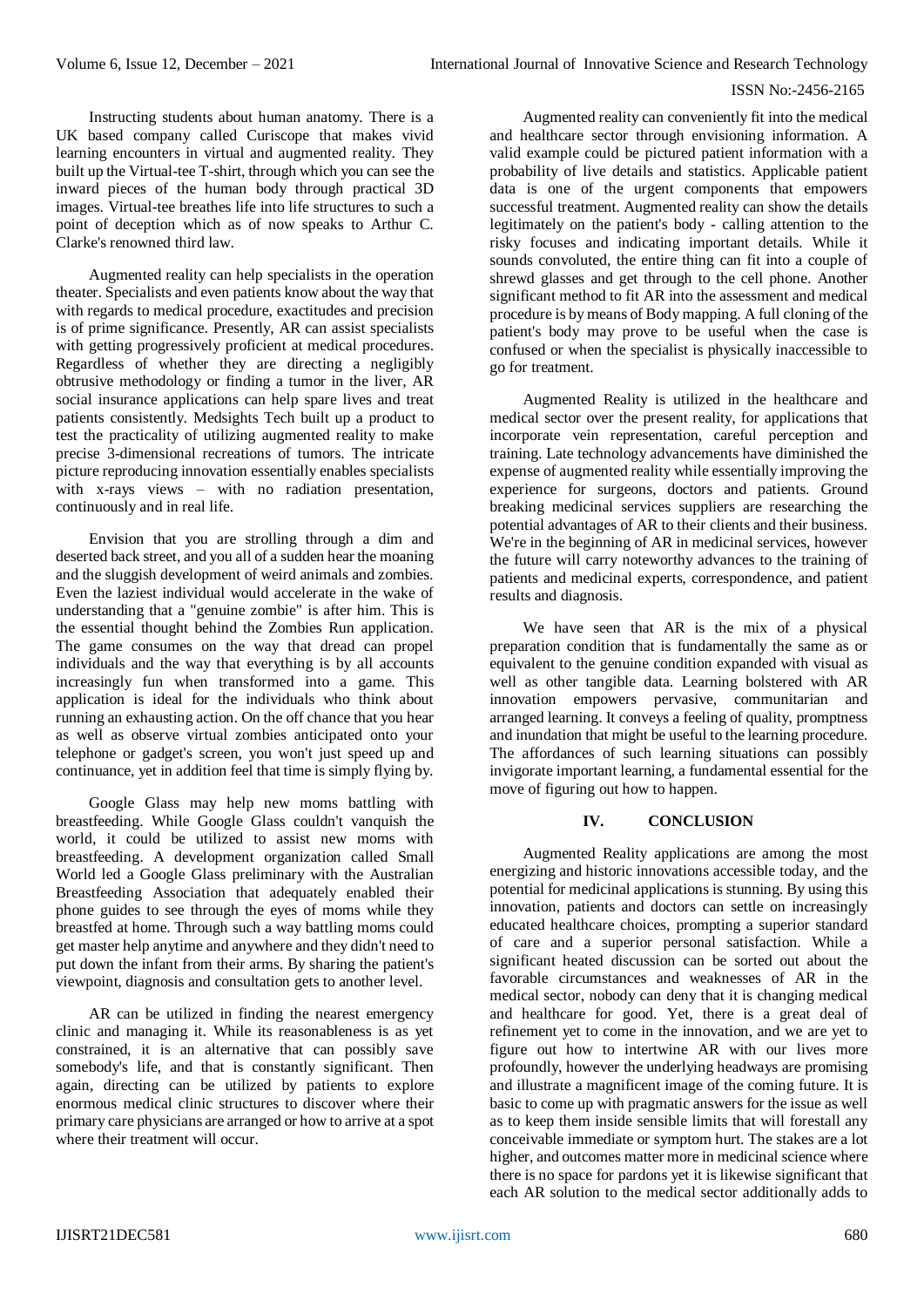Instructing students about human anatomy. There is a UK based company called Curiscope that makes vivid learning encounters in virtual and augmented reality. They built up the Virtual-tee T-shirt, through which you can see the inward pieces of the human body through practical 3D images. Virtual-tee breathes life into life structures to such a point of deception which as of now speaks to Arthur C. Clarke's renowned third law.

Augmented reality can help specialists in the operation theater. Specialists and even patients know about the way that with regards to medical procedure, exactitudes and precision is of prime significance. Presently, AR can assist specialists with getting progressively proficient at medical procedures. Regardless of whether they are directing a negligibly obtrusive methodology or finding a tumor in the liver, AR social insurance applications can help spare lives and treat patients consistently. Medsights Tech built up a product to test the practicality of utilizing augmented reality to make precise 3-dimensional recreations of tumors. The intricate picture reproducing innovation essentially enables specialists with x-rays views – with no radiation presentation, continuously and in real life.

Envision that you are strolling through a dim and deserted back street, and you all of a sudden hear the moaning and the sluggish development of weird animals and zombies. Even the laziest individual would accelerate in the wake of understanding that a "genuine zombie" is after him. This is the essential thought behind the Zombies Run application. The game consumes on the way that dread can propel individuals and the way that everything is by all accounts increasingly fun when transformed into a game. This application is ideal for the individuals who think about running an exhausting action. On the off chance that you hear as well as observe virtual zombies anticipated onto your telephone or gadget's screen, you won't just speed up and continuance, yet in addition feel that time is simply flying by.

Google Glass may help new moms battling with breastfeeding. While Google Glass couldn't vanquish the world, it could be utilized to assist new moms with breastfeeding. A development organization called Small World led a Google Glass preliminary with the Australian Breastfeeding Association that adequately enabled their phone guides to see through the eyes of moms while they breastfed at home. Through such a way battling moms could get master help anytime and anywhere and they didn't need to put down the infant from their arms. By sharing the patient's viewpoint, diagnosis and consultation gets to another level.

AR can be utilized in finding the nearest emergency clinic and managing it. While its reasonableness is as yet constrained, it is an alternative that can possibly save somebody's life, and that is constantly significant. Then again, directing can be utilized by patients to explore enormous medical clinic structures to discover where their primary care physicians are arranged or how to arrive at a spot where their treatment will occur.

Augmented reality can conveniently fit into the medical and healthcare sector through envisioning information. A valid example could be pictured patient information with a probability of live details and statistics. Applicable patient data is one of the urgent components that empowers successful treatment. Augmented reality can show the details legitimately on the patient's body - calling attention to the risky focuses and indicating important details. While it sounds convoluted, the entire thing can fit into a couple of shrewd glasses and get through to the cell phone. Another significant method to fit AR into the assessment and medical procedure is by means of Body mapping. A full cloning of the patient's body may prove to be useful when the case is confused or when the specialist is physically inaccessible to go for treatment.

Augmented Reality is utilized in the healthcare and medical sector over the present reality, for applications that incorporate vein representation, careful perception and training. Late technology advancements have diminished the expense of augmented reality while essentially improving the experience for surgeons, doctors and patients. Ground breaking medicinal services suppliers are researching the potential advantages of AR to their clients and their business. We're in the beginning of AR in medicinal services, however the future will carry noteworthy advances to the training of patients and medicinal experts, correspondence, and patient results and diagnosis.

We have seen that AR is the mix of a physical preparation condition that is fundamentally the same as or equivalent to the genuine condition expanded with visual as well as other tangible data. Learning bolstered with AR innovation empowers pervasive, communitarian and arranged learning. It conveys a feeling of quality, promptness and inundation that might be useful to the learning procedure. The affordances of such learning situations can possibly invigorate important learning, a fundamental essential for the move of figuring out how to happen.

## IV. CONCLUSION

Augmented Reality applications are among the most energizing and historic innovations accessible today, and the potential for medicinal applications is stunning. By using this innovation, patients and doctors can settle on increasingly educated healthcare choices, prompting a superior standard of care and a superior personal satisfaction. While a significant heated discussion can be sorted out about the favorable circumstances and weaknesses of AR in the medical sector, nobody can deny that it is changing medical and healthcare for good. Yet, there is a great deal of refinement yet to come in the innovation, and we are yet to figure out how to intertwine AR with our lives more profoundly, however the underlying headways are promising and illustrate a magnificent image of the coming future. It is basic to come up with pragmatic answers for the issue as well as to keep them inside sensible limits that will forestall any conceivable immediate or symptom hurt. The stakes are a lot higher, and outcomes matter more in medicinal science where there is no space for pardons yet it is likewise significant that each AR solution to the medical sector additionally adds to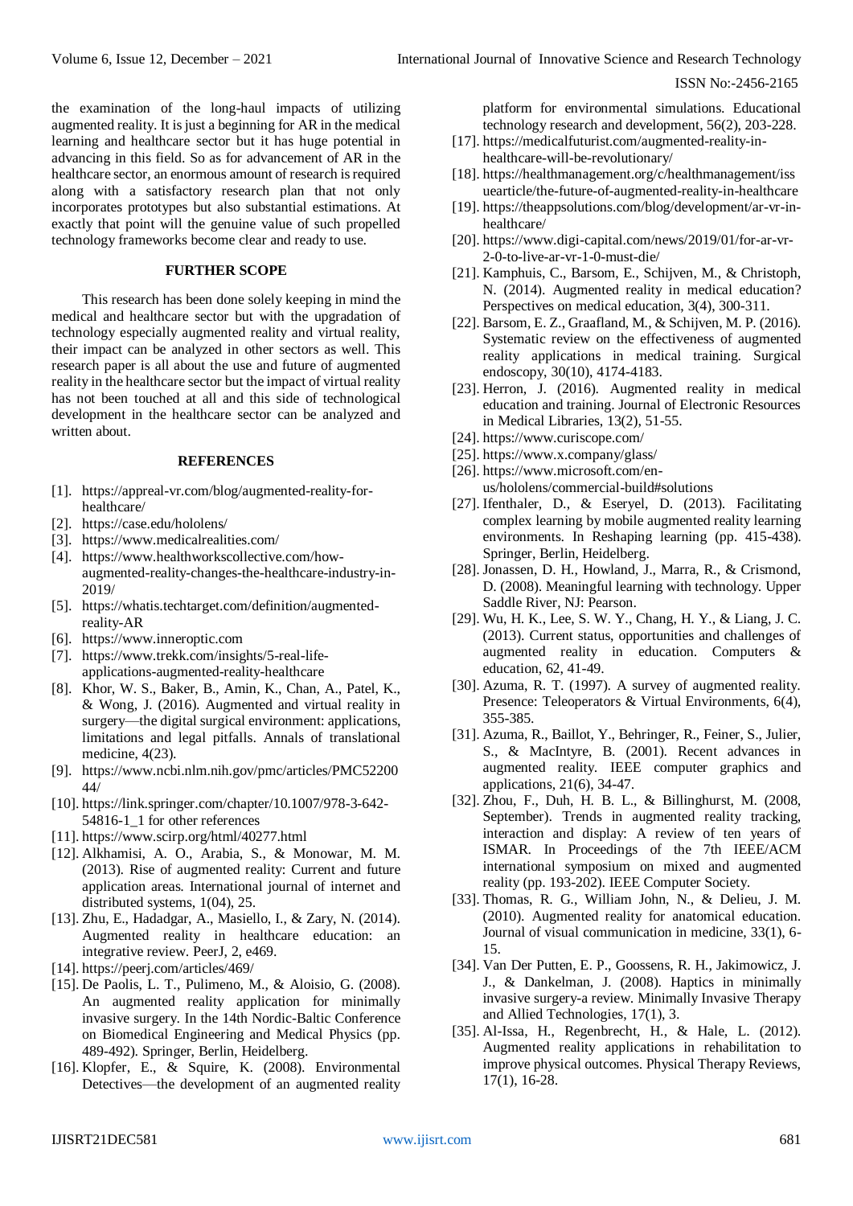the examination of the long-haul impacts of utilizing augmented reality. It is just a beginning for AR in the medical learning and healthcare sector but it has huge potential in advancing in this field. So as for advancement of AR in the healthcare sector, an enormous amount of research is required along with a satisfactory research plan that not only incorporates prototypes but also substantial estimations. At exactly that point will the genuine value of such propelled technology frameworks become clear and ready to use.

## FURTHER SCOPE

This research has been done solely keeping in mind the medical and healthcare sector but with the upgradation of technology especially augmented reality and virtual reality, their impact can be analyzed in other sectors as well. This research paper is all about the use and future of augmented reality in the healthcare sector but the impact of virtual reality has not been touched at all and this side of technological development in the healthcare sector can be analyzed and written about.

## REFERENCES

- [1]. https://appreal-vr.com/blog/augmented-reality-for-healthcare/
- [2]. https://case.edu/hololens/
- [3]. https://www.medicalrealities.com/
- [4]. https://www.healthworkscollective.com/how-augmented-reality-changes-the-healthcare-industry-in-2019/
- [5]. https://whatis.techtarget.com/definition/augmented-reality-AR
- [6]. https://www.inneroptic.com
- [7]. https://www.trekk.com/insights/5-real-life-applications-augmented-reality-healthcare
- [8]. Khor, W. S., Baker, B., Amin, K., Chan, A., Patel, K., & Wong, J. (2016). Augmented and virtual reality in surgery—the digital surgical environment: applications, limitations and legal pitfalls. Annals of translational medicine, 4(23).
- [9]. https://www.ncbi.nlm.nih.gov/pmc/articles/PMC5220044/
- [10]. https://link.springer.com/chapter/10.1007/978-3-642-54816-1_1 for other references
- [11]. https://www.scirp.org/html/40277.html
- [12]. Alkhamisi, A. O., Arabia, S., & Monowar, M. M. (2013). Rise of augmented reality: Current and future application areas. International journal of internet and distributed systems, 1(04), 25.
- [13]. Zhu, E., Hadadgar, A., Masiello, I., & Zary, N. (2014). Augmented reality in healthcare education: an integrative review. PeerJ, 2, e469.
- [14]. https://peerj.com/articles/469/
- [15]. De Paolis, L. T., Pulimeno, M., & Aloisio, G. (2008). An augmented reality application for minimally invasive surgery. In the 14th Nordic-Baltic Conference on Biomedical Engineering and Medical Physics (pp. 489-492). Springer, Berlin, Heidelberg.
- [16]. Klopfer, E., & Squire, K. (2008). Environmental Detectives—the development of an augmented reality platform for environmental simulations. Educational technology research and development, 56(2), 203-228.
- [17]. https://medicalfuturist.com/augmented-reality-in-healthcare-will-be-revolutionary/
- [18]. https://healthmanagement.org/c/healthmanagement/issuearticle/the-future-of-augmented-reality-in-healthcare
- [19]. https://theappsolutions.com/blog/development/ar-vr-in-healthcare/
- [20]. https://www.digi-capital.com/news/2019/01/for-ar-vr-2-0-to-live-ar-vr-1-0-must-die/
- [21]. Kamphuis, C., Barsom, E., Schijven, M., & Christoph, N. (2014). Augmented reality in medical education? Perspectives on medical education, 3(4), 300-311.
- [22]. Barsom, E. Z., Graafland, M., & Schijven, M. P. (2016). Systematic review on the effectiveness of augmented reality applications in medical training. Surgical endoscopy, 30(10), 4174-4183.
- [23]. Herron, J. (2016). Augmented reality in medical education and training. Journal of Electronic Resources in Medical Libraries, 13(2), 51-55.
- [24]. https://www.curiscope.com/
- [25]. https://www.x.company/glass/
- [26]. https://www.microsoft.com/en-us/hololens/commercial-build#solutions
- [27]. Ifenthaler, D., & Eseryel, D. (2013). Facilitating complex learning by mobile augmented reality learning environments. In Reshaping learning (pp. 415-438). Springer, Berlin, Heidelberg.
- [28]. Jonassen, D. H., Howland, J., Marra, R., & Crismond, D. (2008). Meaningful learning with technology. Upper Saddle River, NJ: Pearson.
- [29]. Wu, H. K., Lee, S. W. Y., Chang, H. Y., & Liang, J. C. (2013). Current status, opportunities and challenges of augmented reality in education. Computers & education, 62, 41-49.
- [30]. Azuma, R. T. (1997). A survey of augmented reality. Presence: Teleoperators & Virtual Environments, 6(4), 355-385.
- [31]. Azuma, R., Baillot, Y., Behringer, R., Feiner, S., Julier, S., & MacIntyre, B. (2001). Recent advances in augmented reality. IEEE computer graphics and applications, 21(6), 34-47.
- [32]. Zhou, F., Duh, H. B. L., & Billinghurst, M. (2008, September). Trends in augmented reality tracking, interaction and display: A review of ten years of ISMAR. In Proceedings of the 7th IEEE/ACM international symposium on mixed and augmented reality (pp. 193-202). IEEE Computer Society.
- [33]. Thomas, R. G., William John, N., & Delieu, J. M. (2010). Augmented reality for anatomical education. Journal of visual communication in medicine, 33(1), 6-15.
- [34]. Van Der Putten, E. P., Goossens, R. H., Jakimowicz, J. J., & Dankelman, J. (2008). Haptics in minimally invasive surgery-a review. Minimally Invasive Therapy and Allied Technologies, 17(1), 3.
- [35]. Al-Issa, H., Regenbrecht, H., & Hale, L. (2012). Augmented reality applications in rehabilitation to improve physical outcomes. Physical Therapy Reviews, 17(1), 16-28.